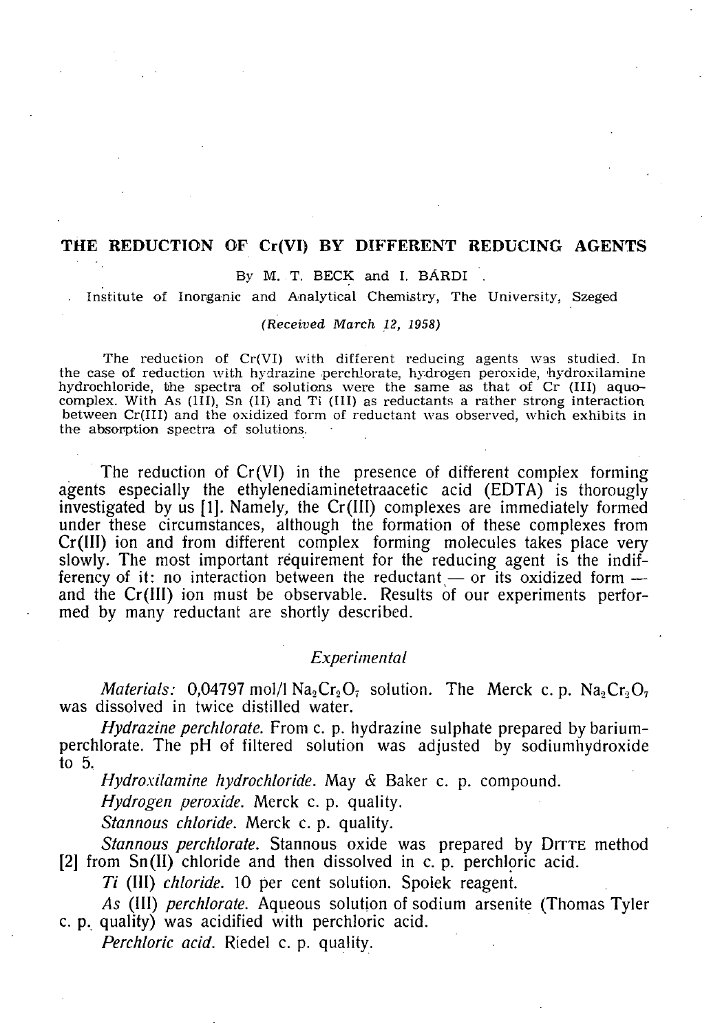# THE REDUCTION OF Cr(VI) BY DIFFERENT REDUCING AGENTS

By M. T. BECK and I. BÁRDI

Institute of Inorganic and Analytical Chemistry, The University, Szeged

*(Received March 12, 1958)*

The reduction of Cr(VI) with different reducing agents was studied. In the case of reduction with hydrazine perchlorate, hydrogen peroxide, hydroxilamine hydrochloride, the spectra of solutions were the same as that of Cr (III) aquo-complex. With As (III), Sn (II) and Ti (III) as reductants a rather strong interaction between Cr(III) and the oxidized form of reductant was observed, which exhibits in the absorption spectra of solutions.

The reduction of Cr(VI) in the presence of different complex forming agents especially the ethylenediaminetetraacetic acid (EDTA) is thorougly investigated by us [1]. Namely, the Cr(III) complexes are immediately formed under these circumstances, although the formation of these complexes from Cr(III) ion and from different complex forming molecules takes place very slowly. The most important requirement for the reducing agent is the indifferency of it: no interaction between the reductant — or its oxidized form — and the Cr(III) ion must be observable. Results of our experiments performed by many reductant are shortly described.

## *Experimental*

*Materials:* 0,04797 mol/l $Na_2Cr_2O_7$ solution. The Merck c. p. $Na_2Cr_2O_7$ was dissolved in twice distilled water.

*Hydrazine perchlorate.* From c. p. hydrazine sulphate prepared by barium-perchlorate. The pH of filtered solution was adjusted by sodiumhydroxide to 5.

*Hydroxilamine hydrochloride.* May & Baker c. p. compound.

*Hydrogen peroxide.* Merck c. p. quality.

*Stannous chloride.* Merck c. p. quality.

*Stannous perchlorate.* Stannous oxide was prepared by DITTE method [2] from Sn(II) chloride and then dissolved in c. p. perchloric acid.

*Ti (III) chloride.* 10 per cent solution. Spolek reagent.

*As (III) perchlorate.* Aqueous solution of sodium arsenite (Thomas Tyler c. p. quality) was acidified with perchloric acid.

*Perchloric acid.* Riedel c. p. quality.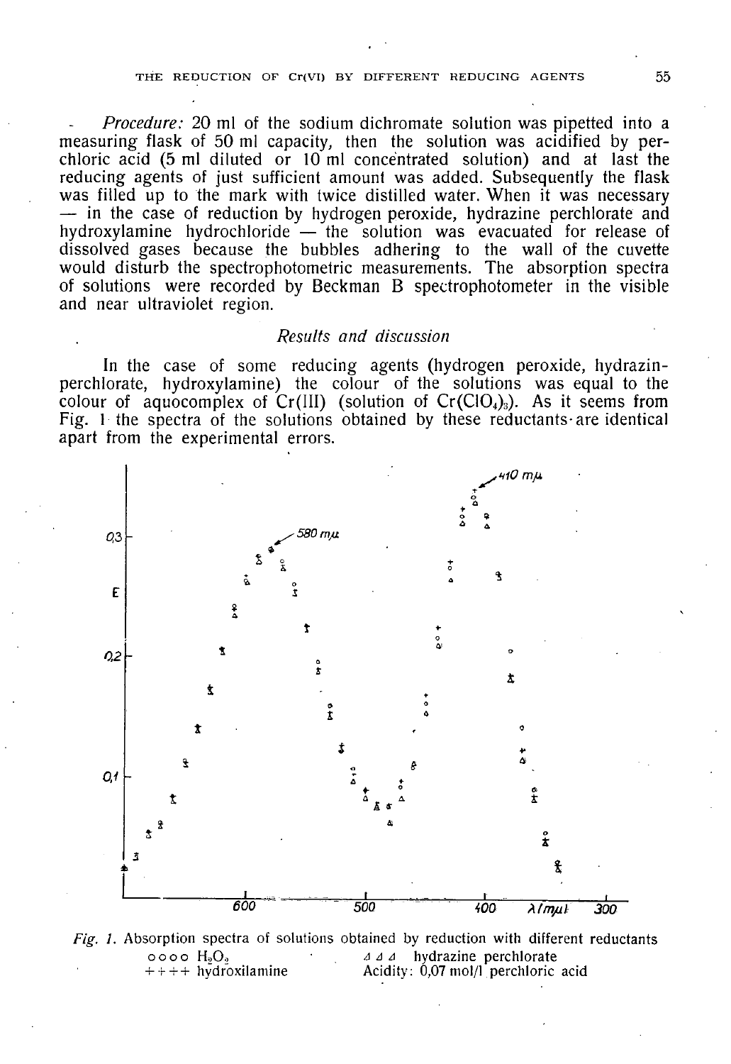*Procedure:* 20 ml of the sodium dichromate solution was pipetted into a measuring flask of 50 ml capacity, then the solution was acidified by perchloric acid (5 ml diluted or 10 ml concentrated solution) and at last the reducing agents of just sufficient amount was added. Subsequently the flask was filled up to the mark with twice distilled water. When it was necessary — in the case of reduction by hydrogen peroxide, hydrazine perchlorate and hydroxylamine hydrochloride — the solution was evacuated for release of dissolved gases because the bubbles adhering to the wall of the cuvette would disturb the spectrophotometric measurements. The absorption spectra of solutions were recorded by Beckman B spectrophotometer in the visible and near ultraviolet region.

## *Results and discussion*

In the case of some reducing agents (hydrogen peroxide, hydrazin-perchlorate, hydroxylamine) the colour of the solutions was equal to the colour of aquocomplex of Cr(III) (solution of $Cr(ClO_4)_3$). As it seems from Fig. 1 the spectra of the solutions obtained by these reductants are identical apart from the experimental errors.

*Fig. 1.* Absorption spectra of solutions obtained by reduction with different reductants
o o o o $H_2O_2$ — Δ Δ Δ hydrazine perchlorate
+ + + + hydroxilamine — Acidity: 0,07 mol/l perchloric acid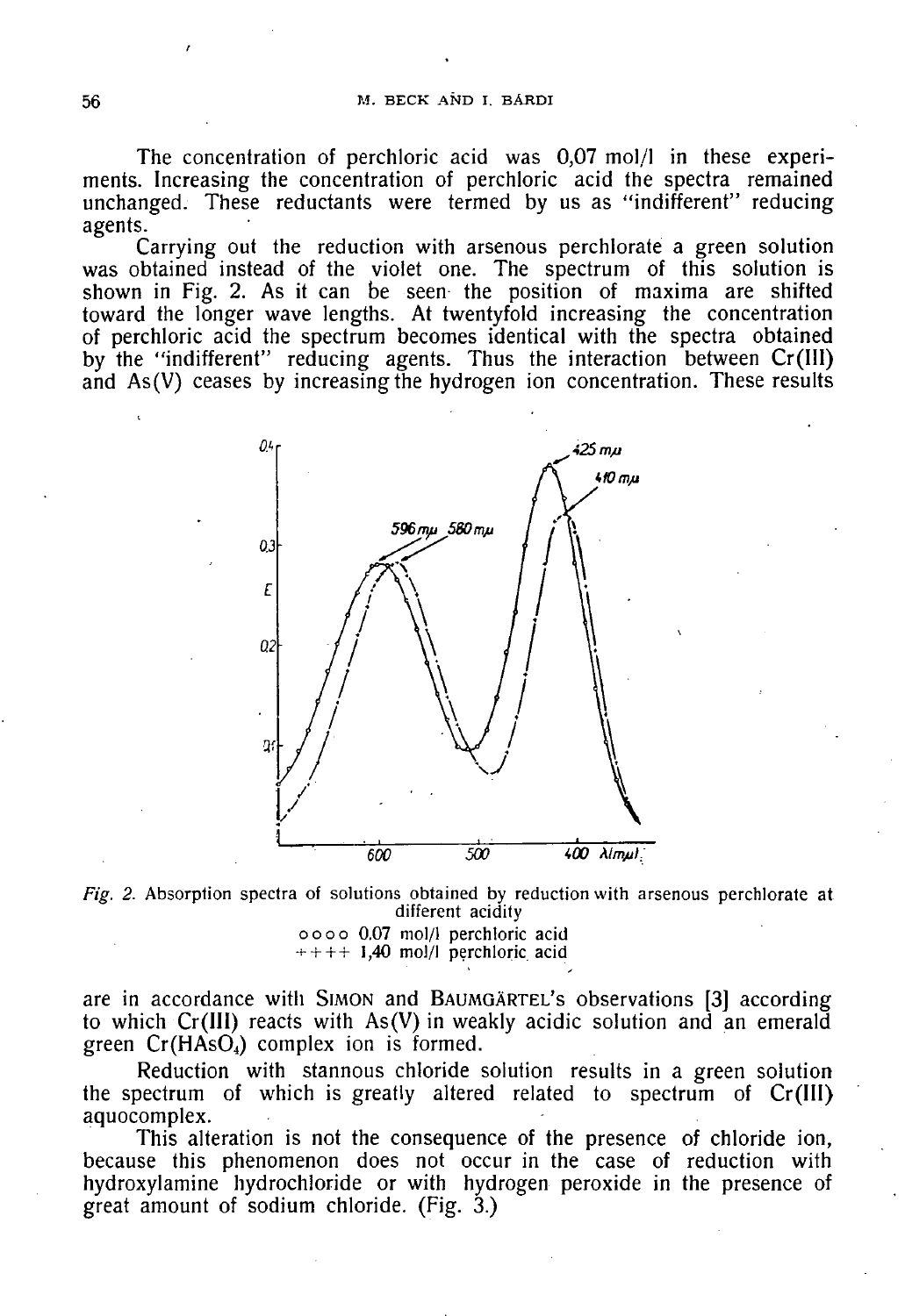The concentration of perchloric acid was 0,07 mol/l in these experiments. Increasing the concentration of perchloric acid the spectra remained unchanged. These reductants were termed by us as "indifferent" reducing agents.

Carrying out the reduction with arsenous perchlorate a green solution was obtained instead of the violet one. The spectrum of this solution is shown in Fig. 2. As it can be seen the position of maxima are shifted toward the longer wave lengths. At twentyfold increasing the concentration of perchloric acid the spectrum becomes identical with the spectra obtained by the "indifferent" reducing agents. Thus the interaction between Cr(III) and As(V) ceases by increasing the hydrogen ion concentration. These results

*Fig. 2.* Absorption spectra of solutions obtained by reduction with arsenous perchlorate at different acidity
oooo 0.07 mol/l perchloric acid
++++ 1,40 mol/l perchloric acid

are in accordance with SIMON and BAUMGÄRTEL's observations [3] according to which Cr(III) reacts with As(V) in weakly acidic solution and an emerald green $Cr(HAsO_4)$ complex ion is formed.

Reduction with stannous chloride solution results in a green solution the spectrum of which is greatly altered related to spectrum of Cr(III) aquocomplex.

This alteration is not the consequence of the presence of chloride ion, because this phenomenon does not occur in the case of reduction with hydroxylamine hydrochloride or with hydrogen peroxide in the presence of great amount of sodium chloride. (Fig. 3.)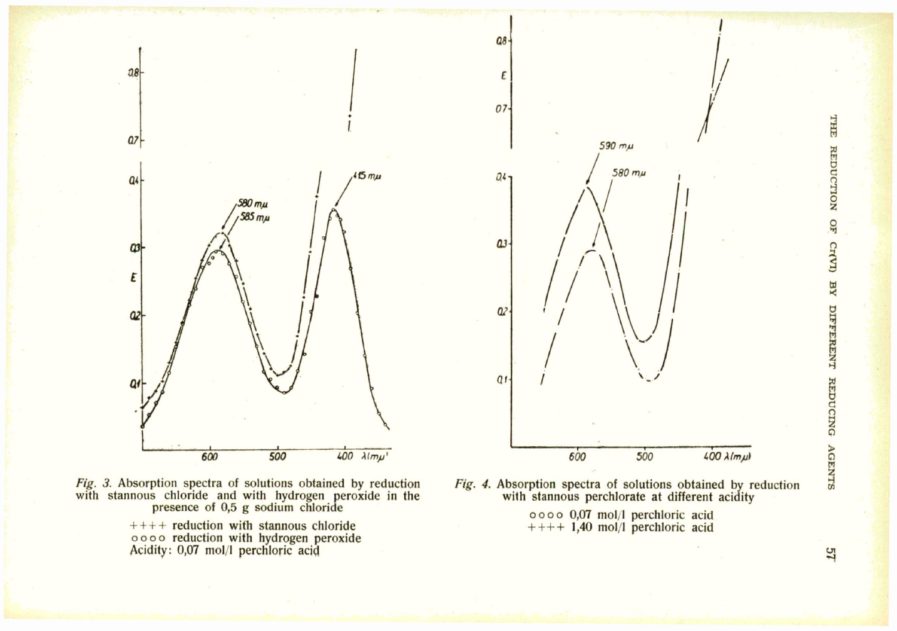*Fig. 3.* Absorption spectra of solutions obtained by reduction with stannous chloride and with hydrogen peroxide in the presence of 0,5 g sodium chloride

++++ reduction with stannous chloride
oooo reduction with hydrogen peroxide
Acidity: 0,07 mol/l perchloric acid

*Fig. 4.* Absorption spectra of solutions obtained by reduction with stannous perchlorate at different acidity

oooo 0,07 mol/l perchloric acid
++++ 1,40 mol/l perchloric acid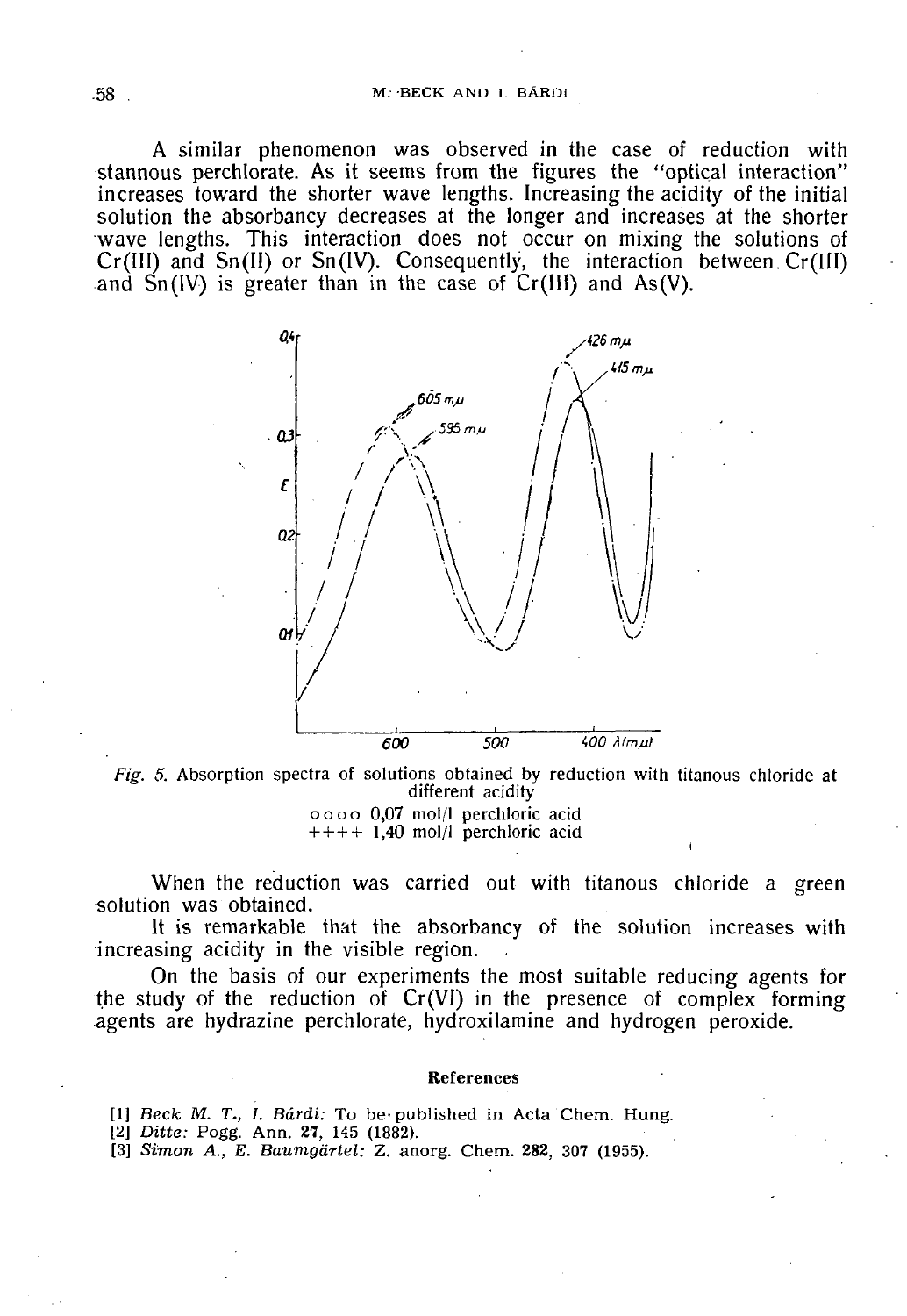A similar phenomenon was observed in the case of reduction with stannous perchlorate. As it seems from the figures the "optical interaction" increases toward the shorter wave lengths. Increasing the acidity of the initial solution the absorbancy decreases at the longer and increases at the shorter wave lengths. This interaction does not occur on mixing the solutions of Cr(III) and Sn(II) or Sn(IV). Consequently, the interaction between Cr(III) and Sn(IV) is greater than in the case of Cr(III) and As(V).

0,4
0,3
ε
0,2
0,1
605 mμ
595 mμ
426 mμ
415 mμ
600
500
400 λ(mμ)

*Fig. 5.* Absorption spectra of solutions obtained by reduction with titanous chloride at different acidity

oooo 0,07 mol/l perchloric acid
++++ 1,40 mol/l perchloric acid

When the reduction was carried out with titanous chloride a green solution was obtained.

It is remarkable that the absorbancy of the solution increases with increasing acidity in the visible region.

On the basis of our experiments the most suitable reducing agents for the study of the reduction of Cr(VI) in the presence of complex forming agents are hydrazine perchlorate, hydroxilamine and hydrogen peroxide.

### References

[1] *Beck M. T., I. Bárdi:* To be published in Acta Chem. Hung.
[2] *Ditte:* Pogg. Ann. **27**, 145 (1882).
[3] *Simon A., E. Baumgärtel:* Z. anorg. Chem. **282**, 307 (1955).